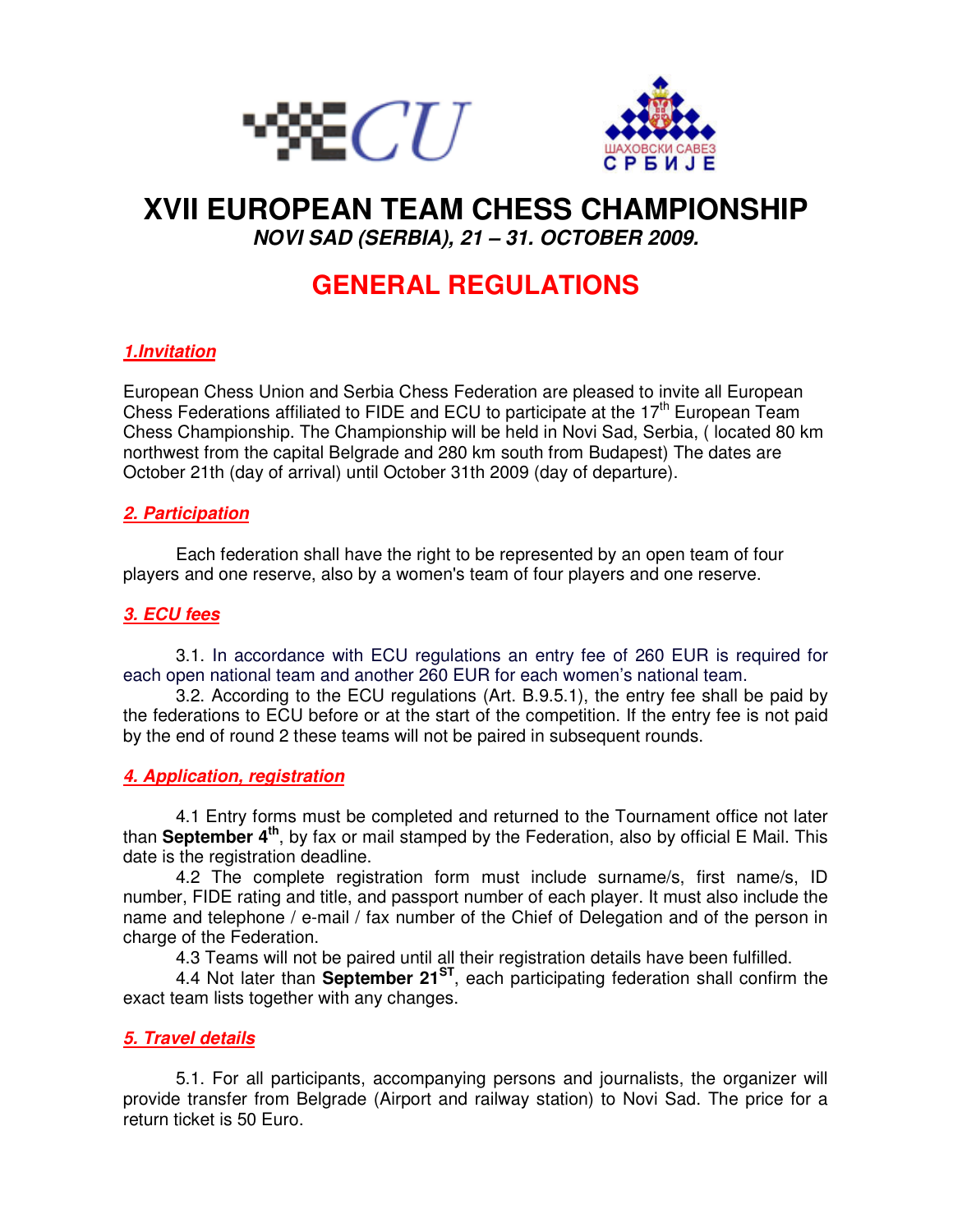ECU

ШАХОВСКИ САВЕЗ СРБИЈЕ

# XVII EUROPEAN TEAM CHESS CHAMPIONSHIP

***NOVI SAD (SERBIA), 21 – 31. OCTOBER 2009.***

# GENERAL REGULATIONS

## *1.Invitation*

European Chess Union and Serbia Chess Federation are pleased to invite all European Chess Federations affiliated to FIDE and ECU to participate at the 17th European Team Chess Championship. The Championship will be held in Novi Sad, Serbia, ( located 80 km northwest from the capital Belgrade and 280 km south from Budapest) The dates are October 21th (day of arrival) until October 31th 2009 (day of departure).

## *2. Participation*

Each federation shall have the right to be represented by an open team of four players and one reserve, also by a women's team of four players and one reserve.

## *3. ECU fees*

3.1. In accordance with ECU regulations an entry fee of 260 EUR is required for each open national team and another 260 EUR for each women's national team.

3.2. According to the ECU regulations (Art. B.9.5.1), the entry fee shall be paid by the federations to ECU before or at the start of the competition. If the entry fee is not paid by the end of round 2 these teams will not be paired in subsequent rounds.

## *4. Application, registration*

4.1 Entry forms must be completed and returned to the Tournament office not later than **September 4th**, by fax or mail stamped by the Federation, also by official E Mail. This date is the registration deadline.

4.2 The complete registration form must include surname/s, first name/s, ID number, FIDE rating and title, and passport number of each player. It must also include the name and telephone / e-mail / fax number of the Chief of Delegation and of the person in charge of the Federation.

4.3 Teams will not be paired until all their registration details have been fulfilled.

4.4 Not later than **September 21ST**, each participating federation shall confirm the exact team lists together with any changes.

## *5. Travel details*

5.1. For all participants, accompanying persons and journalists, the organizer will provide transfer from Belgrade (Airport and railway station) to Novi Sad. The price for a return ticket is 50 Euro.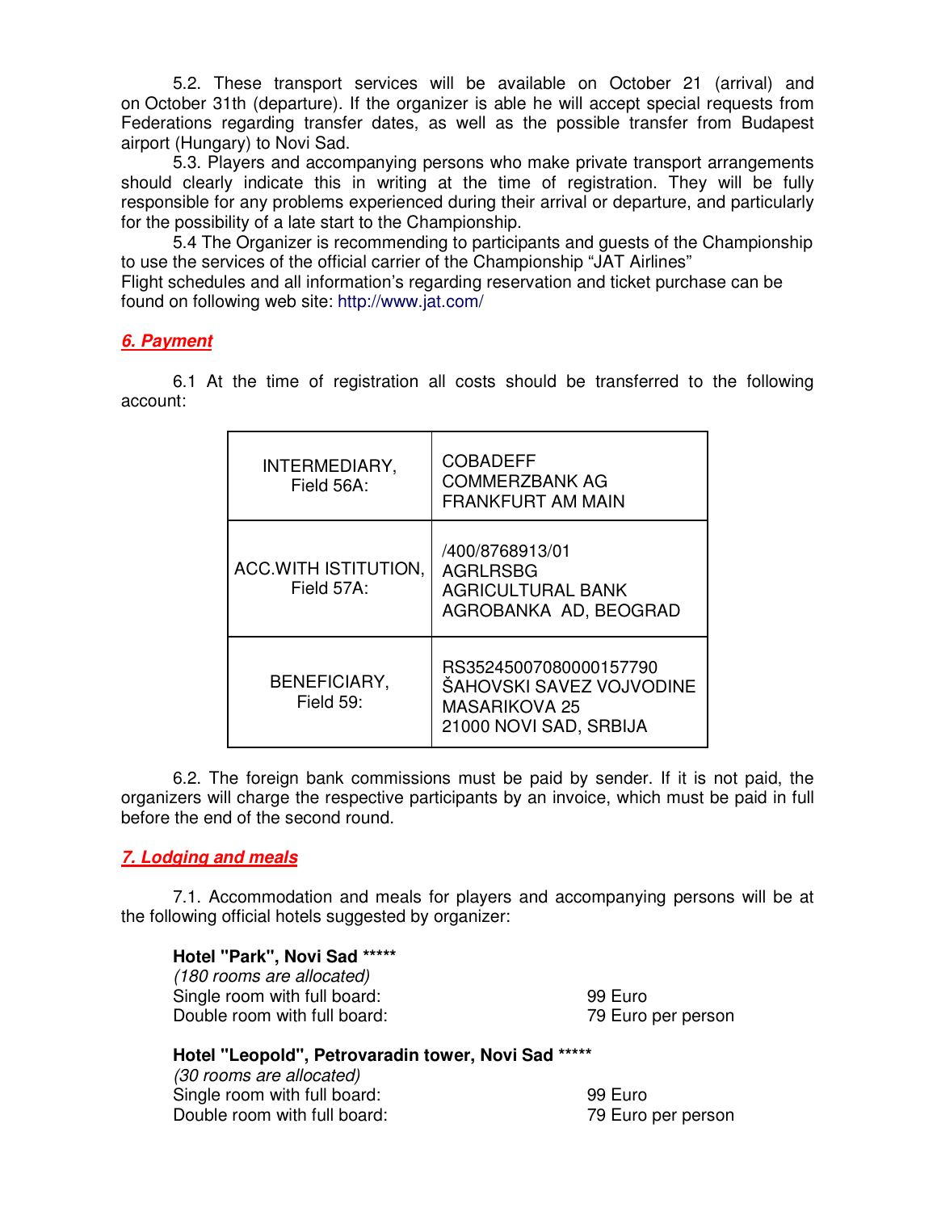5.2. These transport services will be available on October 21 (arrival) and on October 31th (departure). If the organizer is able he will accept special requests from Federations regarding transfer dates, as well as the possible transfer from Budapest airport (Hungary) to Novi Sad.

5.3. Players and accompanying persons who make private transport arrangements should clearly indicate this in writing at the time of registration. They will be fully responsible for any problems experienced during their arrival or departure, and particularly for the possibility of a late start to the Championship.

5.4 The Organizer is recommending to participants and guests of the Championship to use the services of the official carrier of the Championship "JAT Airlines"
Flight schedules and all information's regarding reservation and ticket purchase can be found on following web site: http://www.jat.com/

## *6. Payment*

6.1 At the time of registration all costs should be transferred to the following account:

| | |
|---|---|
| INTERMEDIARY, Field 56A: | COBADEFF<br>COMMERZBANK AG<br>FRANKFURT AM MAIN |
| ACC.WITH ISTITUTION, Field 57A: | /400/8768913/01<br>AGRLRSBG<br>AGRICULTURAL BANK<br>AGROBANKA AD, BEOGRAD |
| BENEFICIARY, Field 59: | RS35245007080000157790<br>ŠAHOVSKI SAVEZ VOJVODINE<br>MASARIKOVA 25<br>21000 NOVI SAD, SRBIJA |

6.2. The foreign bank commissions must be paid by sender. If it is not paid, the organizers will charge the respective participants by an invoice, which must be paid in full before the end of the second round.

## *7. Lodging and meals*

7.1. Accommodation and meals for players and accompanying persons will be at the following official hotels suggested by organizer:

**Hotel "Park", Novi Sad \*\*\*\*\***
*(180 rooms are allocated)*

| | |
|---|---|
| Single room with full board: | 99 Euro |
| Double room with full board: | 79 Euro per person |

**Hotel "Leopold", Petrovaradin tower, Novi Sad \*\*\*\*\***
*(30 rooms are allocated)*

| | |
|---|---|
| Single room with full board: | 99 Euro |
| Double room with full board: | 79 Euro per person |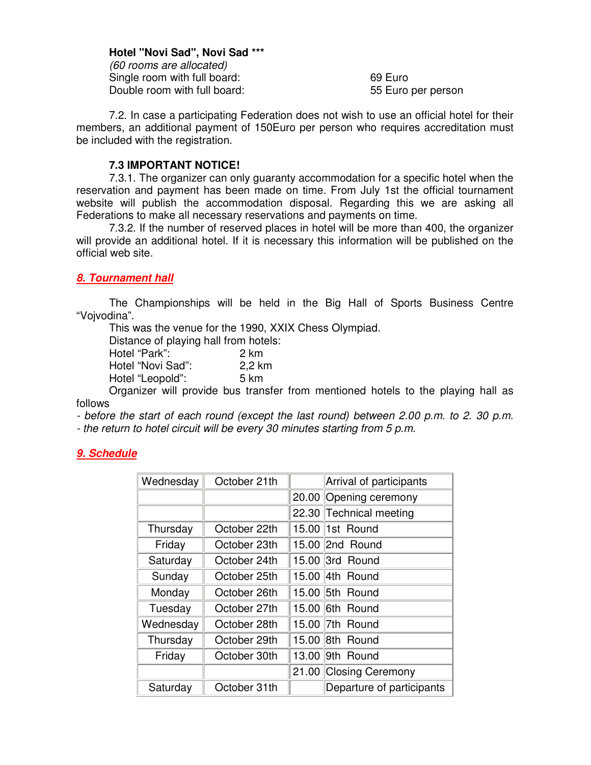**Hotel "Novi Sad", Novi Sad \*\*\***
*(60 rooms are allocated)*
Single room with full board: 69 Euro
Double room with full board: 55 Euro per person

7.2. In case a participating Federation does not wish to use an official hotel for their members, an additional payment of 150Euro per person who requires accreditation must be included with the registration.

**7.3 IMPORTANT NOTICE!**

7.3.1. The organizer can only guaranty accommodation for a specific hotel when the reservation and payment has been made on time. From July 1st the official tournament website will publish the accommodation disposal. Regarding this we are asking all Federations to make all necessary reservations and payments on time.

7.3.2. If the number of reserved places in hotel will be more than 400, the organizer will provide an additional hotel. If it is necessary this information will be published on the official web site.

## *8. Tournament hall*

The Championships will be held in the Big Hall of Sports Business Centre "Vojvodina".

This was the venue for the 1990, XXIX Chess Olympiad.

Distance of playing hall from hotels:

Hotel "Park": 2 km
Hotel "Novi Sad": 2,2 km
Hotel "Leopold": 5 km

Organizer will provide bus transfer from mentioned hotels to the playing hall as follows

*- before the start of each round (except the last round) between 2.00 p.m. to 2. 30 p.m.*
*- the return to hotel circuit will be every 30 minutes starting from 5 p.m.*

## *9. Schedule*

| | | | |
|---|---|---|---|
| Wednesday | October 21th | | Arrival of participants |
| | | 20.00 | Opening ceremony |
| | | 22.30 | Technical meeting |
| Thursday | October 22th | 15.00 | 1st Round |
| Friday | October 23th | 15.00 | 2nd Round |
| Saturday | October 24th | 15.00 | 3rd Round |
| Sunday | October 25th | 15.00 | 4th Round |
| Monday | October 26th | 15.00 | 5th Round |
| Tuesday | October 27th | 15.00 | 6th Round |
| Wednesday | October 28th | 15.00 | 7th Round |
| Thursday | October 29th | 15.00 | 8th Round |
| Friday | October 30th | 13.00 | 9th Round |
| | | 21.00 | Closing Ceremony |
| Saturday | October 31th | | Departure of participants |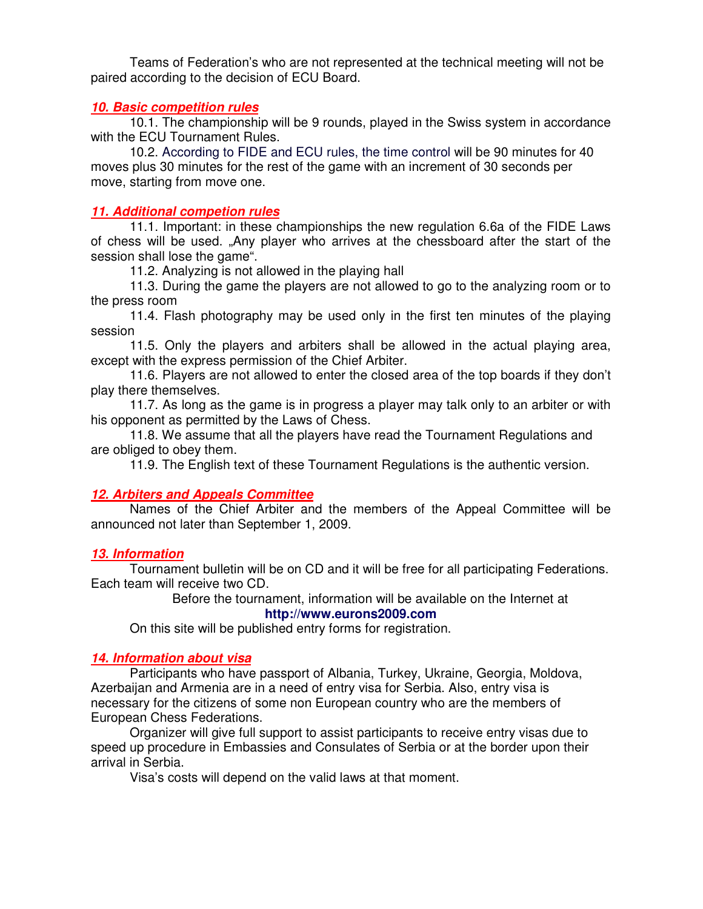Teams of Federation's who are not represented at the technical meeting will not be paired according to the decision of ECU Board.

## *10. Basic competition rules*

10.1. The championship will be 9 rounds, played in the Swiss system in accordance with the ECU Tournament Rules.

10.2. According to FIDE and ECU rules, the time control will be 90 minutes for 40 moves plus 30 minutes for the rest of the game with an increment of 30 seconds per move, starting from move one.

## *11. Additional competion rules*

11.1. Important: in these championships the new regulation 6.6a of the FIDE Laws of chess will be used. „Any player who arrives at the chessboard after the start of the session shall lose the game".

11.2. Analyzing is not allowed in the playing hall

11.3. During the game the players are not allowed to go to the analyzing room or to the press room

11.4. Flash photography may be used only in the first ten minutes of the playing session

11.5. Only the players and arbiters shall be allowed in the actual playing area, except with the express permission of the Chief Arbiter.

11.6. Players are not allowed to enter the closed area of the top boards if they don't play there themselves.

11.7. As long as the game is in progress a player may talk only to an arbiter or with his opponent as permitted by the Laws of Chess.

11.8. We assume that all the players have read the Tournament Regulations and are obliged to obey them.

11.9. The English text of these Tournament Regulations is the authentic version.

## *12. Arbiters and Appeals Committee*

Names of the Chief Arbiter and the members of the Appeal Committee will be announced not later than September 1, 2009.

## *13. Information*

Tournament bulletin will be on CD and it will be free for all participating Federations. Each team will receive two CD.

Before the tournament, information will be available on the Internet at
**http://www.eurons2009.com**

On this site will be published entry forms for registration.

## *14. Information about visa*

Participants who have passport of Albania, Turkey, Ukraine, Georgia, Moldova, Azerbaijan and Armenia are in a need of entry visa for Serbia. Also, entry visa is necessary for the citizens of some non European country who are the members of European Chess Federations.

Organizer will give full support to assist participants to receive entry visas due to speed up procedure in Embassies and Consulates of Serbia or at the border upon their arrival in Serbia.

Visa's costs will depend on the valid laws at that moment.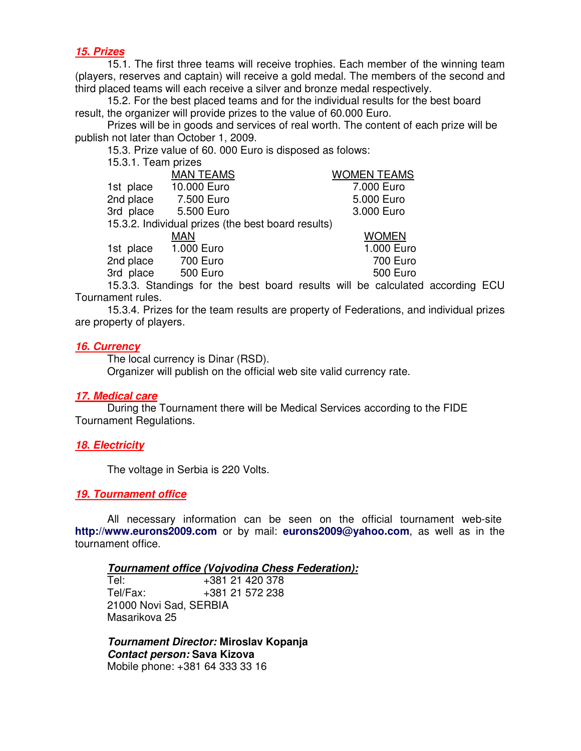### *15. Prizes*

15.1. The first three teams will receive trophies. Each member of the winning team (players, reserves and captain) will receive a gold medal. The members of the second and third placed teams will each receive a silver and bronze medal respectively.

15.2. For the best placed teams and for the individual results for the best board result, the organizer will provide prizes to the value of 60.000 Euro.

Prizes will be in goods and services of real worth. The content of each prize will be publish not later than October 1, 2009.

15.3. Prize value of 60. 000 Euro is disposed as folows:

15.3.1. Team prizes

| | MAN TEAMS | WOMEN TEAMS |
|---|---|---|
| 1st place | 10.000 Euro | 7.000 Euro |
| 2nd place | 7.500 Euro | 5.000 Euro |
| 3rd place | 5.500 Euro | 3.000 Euro |

15.3.2. Individual prizes (the best board results)

| | MAN | WOMEN |
|---|---|---|
| 1st place | 1.000 Euro | 1.000 Euro |
| 2nd place | 700 Euro | 700 Euro |
| 3rd place | 500 Euro | 500 Euro |

15.3.3. Standings for the best board results will be calculated according ECU Tournament rules.

15.3.4. Prizes for the team results are property of Federations, and individual prizes are property of players.

### *16. Currency*

The local currency is Dinar (RSD).

Organizer will publish on the official web site valid currency rate.

### *17. Medical care*

During the Tournament there will be Medical Services according to the FIDE Tournament Regulations.

### *18. Electricity*

The voltage in Serbia is 220 Volts.

### *19. Tournament office*

All necessary information can be seen on the official tournament web-site **http://www.eurons2009.com** or by mail: **eurons2009@yahoo.com**, as well as in the tournament office.

***Tournament office (Vojvodina Chess Federation):***

Tel: +381 21 420 378
Tel/Fax: +381 21 572 238
21000 Novi Sad, SERBIA
Masarikova 25

***Tournament Director:*** **Miroslav Kopanja**
***Contact person:*** **Sava Kizova**
Mobile phone: +381 64 333 33 16